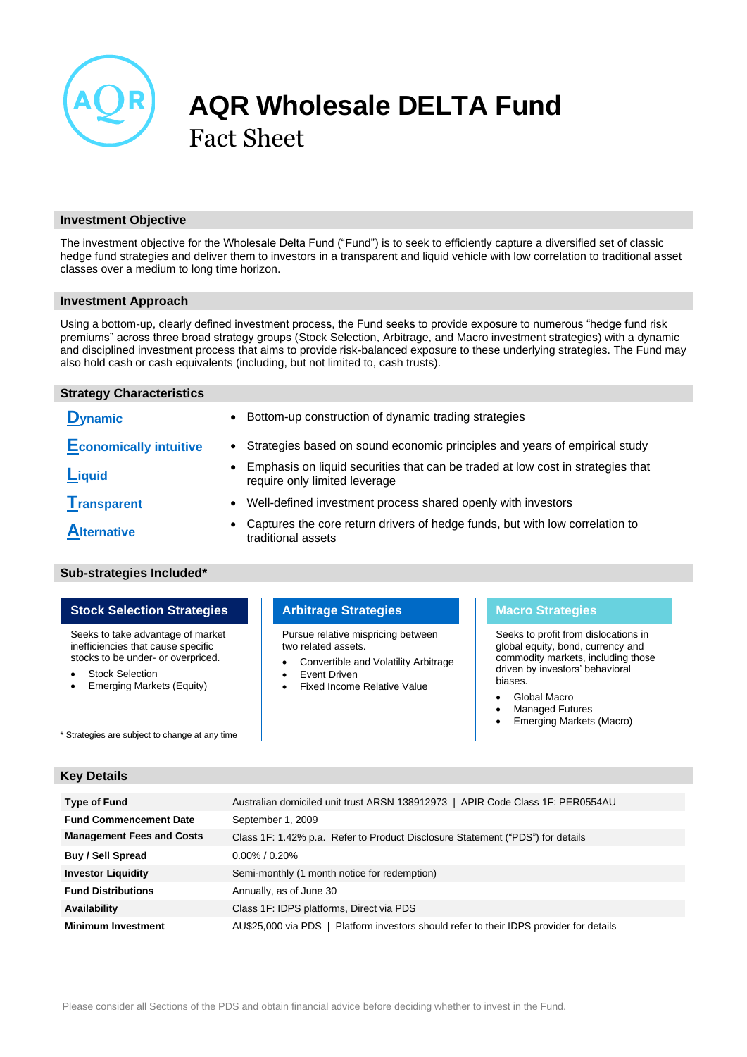# AQR Wholesale DELTA Fund

Fact Sheet

## Investment Objective

The investment objective for the Wholesale Delta Fund ("Fund") is to seek to efficiently capture a diversified set of classic hedge fund strategies and deliver them to investors in a transparent and liquid vehicle with low correlation to traditional asset classes over a medium to long time horizon.

## Investment Approach

Using a bottom-up, clearly defined investment process, the Fund seeks to provide exposure to numerous "hedge fund risk premiums" across three broad strategy groups (Stock Selection, Arbitrage, and Macro investment strategies) with a dynamic and disciplined investment process that aims to provide risk-balanced exposure to these underlying strategies. The Fund may also hold cash or cash equivalents (including, but not limited to, cash trusts).

## Strategy Characteristics

| | |
|---|---|
| **Dynamic** | Bottom-up construction of dynamic trading strategies |
| **Economically intuitive** | Strategies based on sound economic principles and years of empirical study |
| **Liquid** | Emphasis on liquid securities that can be traded at low cost in strategies that require only limited leverage |
| **Transparent** | Well-defined investment process shared openly with investors |
| **Alternative** | Captures the core return drivers of hedge funds, but with low correlation to traditional assets |

## Sub-strategies Included*

### Stock Selection Strategies

Seeks to take advantage of market inefficiencies that cause specific stocks to be under- or overpriced.

- Stock Selection
- Emerging Markets (Equity)

### Arbitrage Strategies

Pursue relative mispricing between two related assets.

- Convertible and Volatility Arbitrage
- Event Driven
- Fixed Income Relative Value

### Macro Strategies

Seeks to profit from dislocations in global equity, bond, currency and commodity markets, including those driven by investors' behavioral biases.

- Global Macro
- Managed Futures
- Emerging Markets (Macro)

\* Strategies are subject to change at any time

## Key Details

| | |
|---|---|
| **Type of Fund** | Australian domiciled unit trust ARSN 138912973 \| APIR Code Class 1F: PER0554AU |
| **Fund Commencement Date** | September 1, 2009 |
| **Management Fees and Costs** | Class 1F: 1.42% p.a. Refer to Product Disclosure Statement ("PDS") for details |
| **Buy / Sell Spread** | 0.00% / 0.20% |
| **Investor Liquidity** | Semi-monthly (1 month notice for redemption) |
| **Fund Distributions** | Annually, as of June 30 |
| **Availability** | Class 1F: IDPS platforms, Direct via PDS |
| **Minimum Investment** | AU$25,000 via PDS \| Platform investors should refer to their IDPS provider for details |

Please consider all Sections of the PDS and obtain financial advice before deciding whether to invest in the Fund.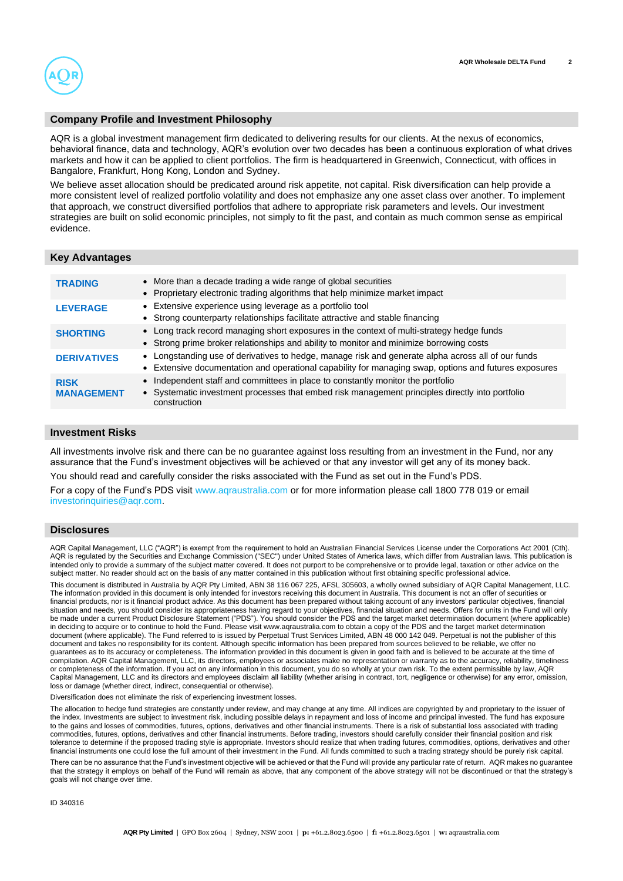## Company Profile and Investment Philosophy

AQR is a global investment management firm dedicated to delivering results for our clients. At the nexus of economics, behavioral finance, data and technology, AQR's evolution over two decades has been a continuous exploration of what drives markets and how it can be applied to client portfolios. The firm is headquartered in Greenwich, Connecticut, with offices in Bangalore, Frankfurt, Hong Kong, London and Sydney.

We believe asset allocation should be predicated around risk appetite, not capital. Risk diversification can help provide a more consistent level of realized portfolio volatility and does not emphasize any one asset class over another. To implement that approach, we construct diversified portfolios that adhere to appropriate risk parameters and levels. Our investment strategies are built on solid economic principles, not simply to fit the past, and contain as much common sense as empirical evidence.

## Key Advantages

| | |
|---|---|
| **TRADING** | • More than a decade trading a wide range of global securities<br>• Proprietary electronic trading algorithms that help minimize market impact |
| **LEVERAGE** | • Extensive experience using leverage as a portfolio tool<br>• Strong counterparty relationships facilitate attractive and stable financing |
| **SHORTING** | • Long track record managing short exposures in the context of multi-strategy hedge funds<br>• Strong prime broker relationships and ability to monitor and minimize borrowing costs |
| **DERIVATIVES** | • Longstanding use of derivatives to hedge, manage risk and generate alpha across all of our funds<br>• Extensive documentation and operational capability for managing swap, options and futures exposures |
| **RISK MANAGEMENT** | • Independent staff and committees in place to constantly monitor the portfolio<br>• Systematic investment processes that embed risk management principles directly into portfolio construction |

## Investment Risks

All investments involve risk and there can be no guarantee against loss resulting from an investment in the Fund, nor any assurance that the Fund's investment objectives will be achieved or that any investor will get any of its money back.

You should read and carefully consider the risks associated with the Fund as set out in the Fund's PDS.

For a copy of the Fund's PDS visit www.aqraustralia.com or for more information please call 1800 778 019 or email investorinquiries@aqr.com.

## Disclosures

AQR Capital Management, LLC ("AQR") is exempt from the requirement to hold an Australian Financial Services License under the Corporations Act 2001 (Cth). AQR is regulated by the Securities and Exchange Commission ("SEC") under United States of America laws, which differ from Australian laws. This publication is intended only to provide a summary of the subject matter covered. It does not purport to be comprehensive or to provide legal, taxation or other advice on the subject matter. No reader should act on the basis of any matter contained in this publication without first obtaining specific professional advice.

This document is distributed in Australia by AQR Pty Limited, ABN 38 116 067 225, AFSL 305603, a wholly owned subsidiary of AQR Capital Management, LLC. The information provided in this document is only intended for investors receiving this document in Australia. This document is not an offer of securities or financial products, nor is it financial product advice. As this document has been prepared without taking account of any investors' particular objectives, financial situation and needs, you should consider its appropriateness having regard to your objectives, financial situation and needs. Offers for units in the Fund will only be made under a current Product Disclosure Statement ("PDS"). You should consider the PDS and the target market determination document (where applicable) in deciding to acquire or to continue to hold the Fund. Please visit www.aqraustralia.com to obtain a copy of the PDS and the target market determination document (where applicable). The Fund referred to is issued by Perpetual Trust Services Limited, ABN 48 000 142 049. Perpetual is not the publisher of this document and takes no responsibility for its content. Although specific information has been prepared from sources believed to be reliable, we offer no guarantees as to its accuracy or completeness. The information provided in this document is given in good faith and is believed to be accurate at the time of compilation. AQR Capital Management, LLC, its directors, employees or associates make no representation or warranty as to the accuracy, reliability, timeliness or completeness of the information. If you act on any information in this document, you do so wholly at your own risk. To the extent permissible by law, AQR Capital Management, LLC and its directors and employees disclaim all liability (whether arising in contract, tort, negligence or otherwise) for any error, omission, loss or damage (whether direct, indirect, consequential or otherwise).

Diversification does not eliminate the risk of experiencing investment losses.

The allocation to hedge fund strategies are constantly under review, and may change at any time. All indices are copyrighted by and proprietary to the issuer of the index. Investments are subject to investment risk, including possible delays in repayment and loss of income and principal invested. The fund has exposure to the gains and losses of commodities, futures, options, derivatives and other financial instruments. There is a risk of substantial loss associated with trading commodities, futures, options, derivatives and other financial instruments. Before trading, investors should carefully consider their financial position and risk tolerance to determine if the proposed trading style is appropriate. Investors should realize that when trading futures, commodities, options, derivatives and other financial instruments one could lose the full amount of their investment in the Fund. All funds committed to such a trading strategy should be purely risk capital.

There can be no assurance that the Fund's investment objective will be achieved or that the Fund will provide any particular rate of return. AQR makes no guarantee that the strategy it employs on behalf of the Fund will remain as above, that any component of the above strategy will not be discontinued or that the strategy's goals will not change over time.

ID 340316

**AQR Pty Limited** | GPO Box 2604 | Sydney, NSW 2001 | **p:** +61.2.8023.6500 | **f:** +61.2.8023.6501 | **w:** aqraustralia.com